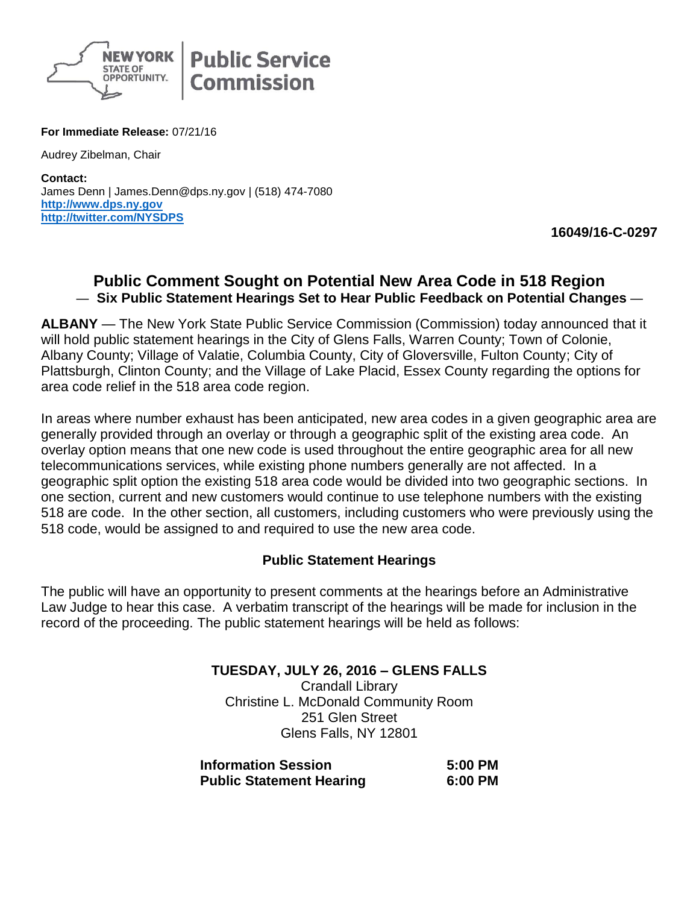NEW YORK STATE OF OPPORTUNITY. | Public Service Commission

**For Immediate Release:** 07/21/16

Audrey Zibelman, Chair

**Contact:**
James Denn | James.Denn@dps.ny.gov | (518) 474-7080
**http://www.dps.ny.gov**
**http://twitter.com/NYSDPS**

**16049/16-C-0297**

## Public Comment Sought on Potential New Area Code in 518 Region

### — Six Public Statement Hearings Set to Hear Public Feedback on Potential Changes —

**ALBANY** — The New York State Public Service Commission (Commission) today announced that it will hold public statement hearings in the City of Glens Falls, Warren County; Town of Colonie, Albany County; Village of Valatie, Columbia County, City of Gloversville, Fulton County; City of Plattsburgh, Clinton County; and the Village of Lake Placid, Essex County regarding the options for area code relief in the 518 area code region.

In areas where number exhaust has been anticipated, new area codes in a given geographic area are generally provided through an overlay or through a geographic split of the existing area code. An overlay option means that one new code is used throughout the entire geographic area for all new telecommunications services, while existing phone numbers generally are not affected. In a geographic split option the existing 518 area code would be divided into two geographic sections. In one section, current and new customers would continue to use telephone numbers with the existing 518 are code. In the other section, all customers, including customers who were previously using the 518 code, would be assigned to and required to use the new area code.

### Public Statement Hearings

The public will have an opportunity to present comments at the hearings before an Administrative Law Judge to hear this case. A verbatim transcript of the hearings will be made for inclusion in the record of the proceeding. The public statement hearings will be held as follows:

**TUESDAY, JULY 26, 2016 – GLENS FALLS**
Crandall Library
Christine L. McDonald Community Room
251 Glen Street
Glens Falls, NY 12801

| | |
|---|---|
| **Information Session** | **5:00 PM** |
| **Public Statement Hearing** | **6:00 PM** |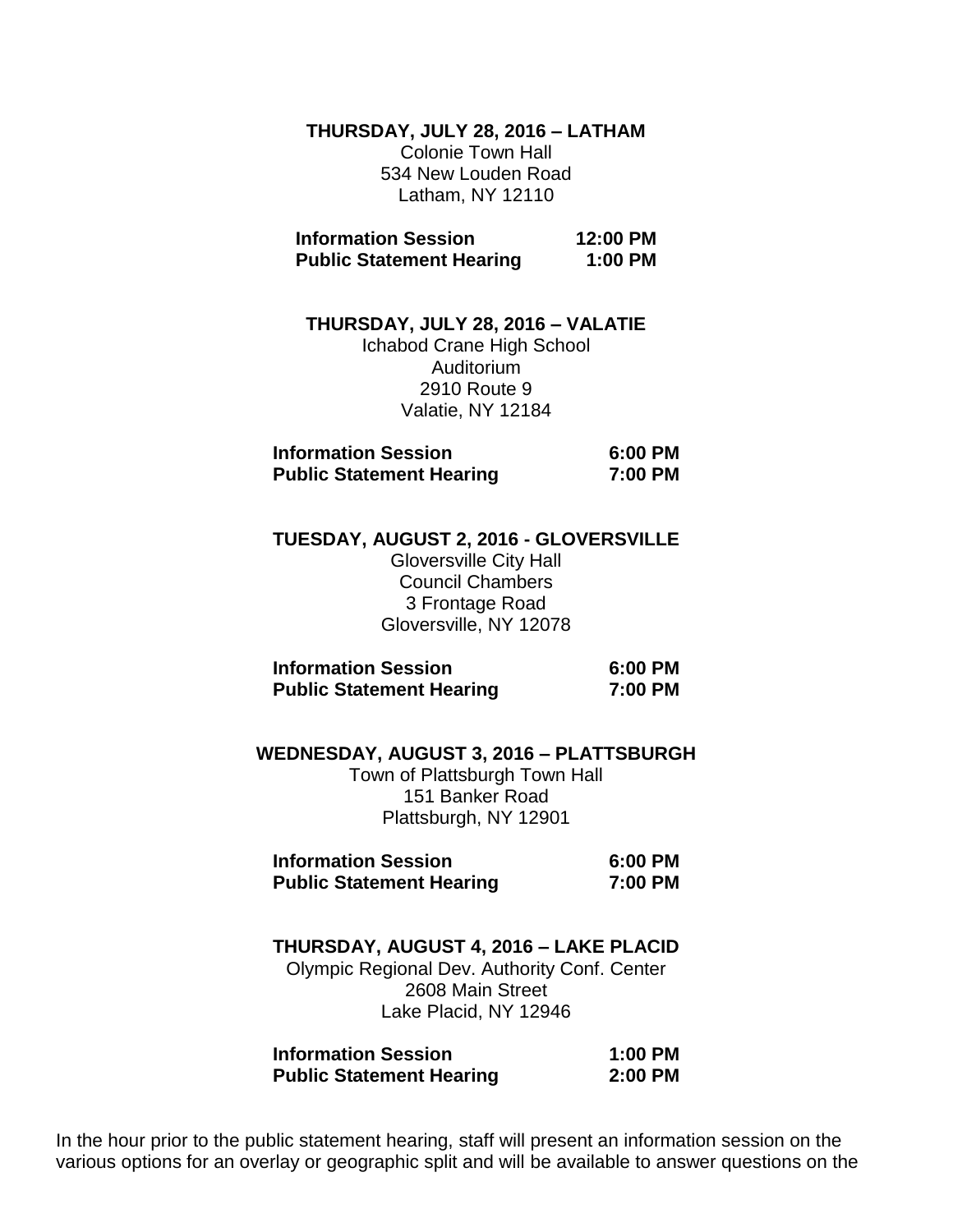**THURSDAY, JULY 28, 2016 – LATHAM**

Colonie Town Hall
534 New Louden Road
Latham, NY 12110

| | |
|---|---|
| **Information Session** | **12:00 PM** |
| **Public Statement Hearing** | **1:00 PM** |

**THURSDAY, JULY 28, 2016 – VALATIE**

Ichabod Crane High School
Auditorium
2910 Route 9
Valatie, NY 12184

| | |
|---|---|
| **Information Session** | **6:00 PM** |
| **Public Statement Hearing** | **7:00 PM** |

**TUESDAY, AUGUST 2, 2016 - GLOVERSVILLE**

Gloversville City Hall
Council Chambers
3 Frontage Road
Gloversville, NY 12078

| | |
|---|---|
| **Information Session** | **6:00 PM** |
| **Public Statement Hearing** | **7:00 PM** |

**WEDNESDAY, AUGUST 3, 2016 – PLATTSBURGH**

Town of Plattsburgh Town Hall
151 Banker Road
Plattsburgh, NY 12901

| | |
|---|---|
| **Information Session** | **6:00 PM** |
| **Public Statement Hearing** | **7:00 PM** |

**THURSDAY, AUGUST 4, 2016 – LAKE PLACID**

Olympic Regional Dev. Authority Conf. Center
2608 Main Street
Lake Placid, NY 12946

| | |
|---|---|
| **Information Session** | **1:00 PM** |
| **Public Statement Hearing** | **2:00 PM** |

In the hour prior to the public statement hearing, staff will present an information session on the various options for an overlay or geographic split and will be available to answer questions on the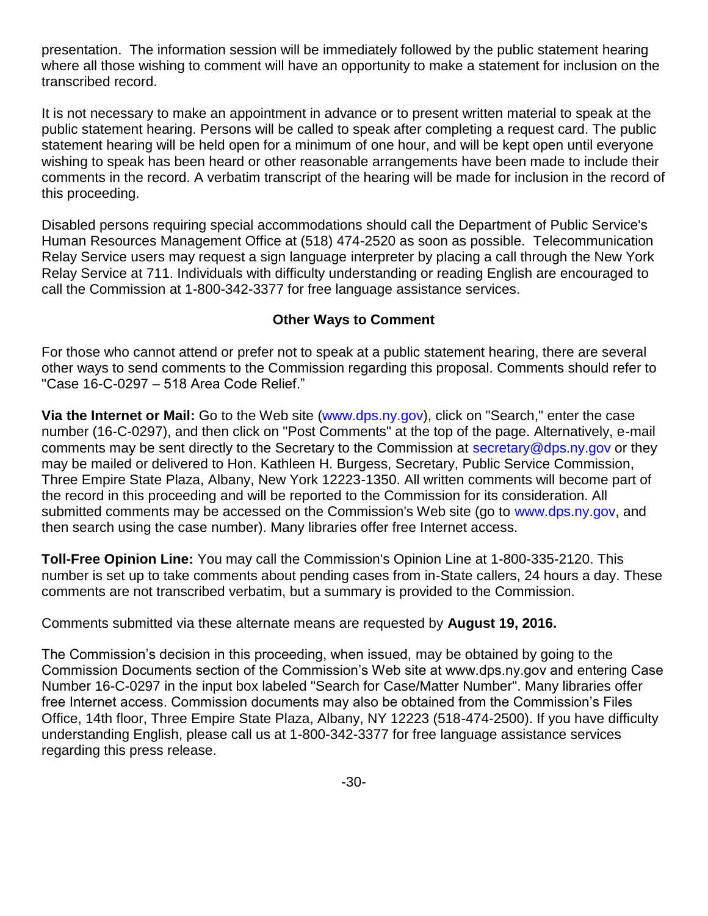presentation. The information session will be immediately followed by the public statement hearing where all those wishing to comment will have an opportunity to make a statement for inclusion on the transcribed record.

It is not necessary to make an appointment in advance or to present written material to speak at the public statement hearing. Persons will be called to speak after completing a request card. The public statement hearing will be held open for a minimum of one hour, and will be kept open until everyone wishing to speak has been heard or other reasonable arrangements have been made to include their comments in the record. A verbatim transcript of the hearing will be made for inclusion in the record of this proceeding.

Disabled persons requiring special accommodations should call the Department of Public Service's Human Resources Management Office at (518) 474-2520 as soon as possible. Telecommunication Relay Service users may request a sign language interpreter by placing a call through the New York Relay Service at 711. Individuals with difficulty understanding or reading English are encouraged to call the Commission at 1-800-342-3377 for free language assistance services.

## Other Ways to Comment

For those who cannot attend or prefer not to speak at a public statement hearing, there are several other ways to send comments to the Commission regarding this proposal. Comments should refer to "Case 16-C-0297 – 518 Area Code Relief."

**Via the Internet or Mail:** Go to the Web site (www.dps.ny.gov), click on "Search," enter the case number (16-C-0297), and then click on "Post Comments" at the top of the page. Alternatively, e-mail comments may be sent directly to the Secretary to the Commission at secretary@dps.ny.gov or they may be mailed or delivered to Hon. Kathleen H. Burgess, Secretary, Public Service Commission, Three Empire State Plaza, Albany, New York 12223-1350. All written comments will become part of the record in this proceeding and will be reported to the Commission for its consideration. All submitted comments may be accessed on the Commission's Web site (go to www.dps.ny.gov, and then search using the case number). Many libraries offer free Internet access.

**Toll-Free Opinion Line:** You may call the Commission's Opinion Line at 1-800-335-2120. This number is set up to take comments about pending cases from in-State callers, 24 hours a day. These comments are not transcribed verbatim, but a summary is provided to the Commission.

Comments submitted via these alternate means are requested by **August 19, 2016.**

The Commission's decision in this proceeding, when issued, may be obtained by going to the Commission Documents section of the Commission's Web site at www.dps.ny.gov and entering Case Number 16-C-0297 in the input box labeled "Search for Case/Matter Number". Many libraries offer free Internet access. Commission documents may also be obtained from the Commission's Files Office, 14th floor, Three Empire State Plaza, Albany, NY 12223 (518-474-2500). If you have difficulty understanding English, please call us at 1-800-342-3377 for free language assistance services regarding this press release.

-30-